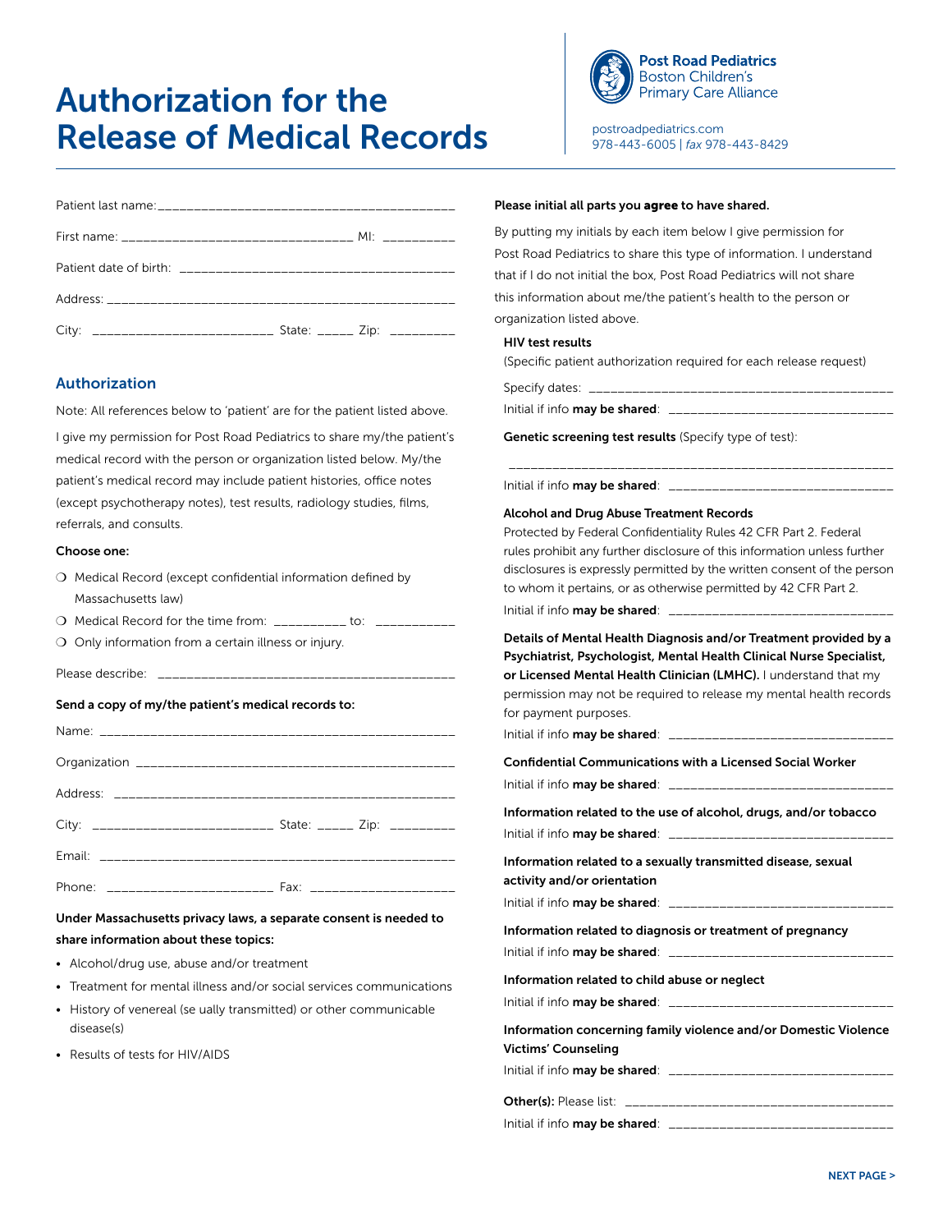# Authorization for the Release of Medical Records

**Post Road Pediatrics**
Boston Children's Primary Care Alliance

postroadpediatrics.com
978-443-6005 | *fax* 978-443-8429

Patient last name: ___________________________________________

First name: _________________________________ MI: __________

Patient date of birth: ______________________________________

Address: ___________________________________________________

City: ________________________ State: _____ Zip: _________

## Authorization

Note: All references below to 'patient' are for the patient listed above.

I give my permission for Post Road Pediatrics to share my/the patient's medical record with the person or organization listed below. My/the patient's medical record may include patient histories, office notes (except psychotherapy notes), test results, radiology studies, films, referrals, and consults.

**Choose one:**

- ❍ Medical Record (except confidential information defined by Massachusetts law)
- ❍ Medical Record for the time from: __________ to: ___________
- ❍ Only information from a certain illness or injury.

Please describe: ___________________________________________

**Send a copy of my/the patient's medical records to:**

Name: _____________________________________________________

Organization _______________________________________________

Address: __________________________________________________

City: ________________________ State: _____ Zip: _________

Email: ____________________________________________________

Phone: ______________________ Fax: ____________________

**Under Massachusetts privacy laws, a separate consent is needed to share information about these topics:**

- Alcohol/drug use, abuse and/or treatment
- Treatment for mental illness and/or social services communications
- History of venereal (se ually transmitted) or other communicable disease(s)
- Results of tests for HIV/AIDS

**Please initial all parts you agree to have shared.**

By putting my initials by each item below I give permission for Post Road Pediatrics to share this type of information. I understand that if I do not initial the box, Post Road Pediatrics will not share this information about me/the patient's health to the person or organization listed above.

**HIV test results**
(Specific patient authorization required for each release request)

Specify dates: ___________________________________________

Initial if info **may be shared**: ______________________________

**Genetic screening test results** (Specify type of test):

_____________________________________________________

Initial if info **may be shared**: ______________________________

**Alcohol and Drug Abuse Treatment Records**
Protected by Federal Confidentiality Rules 42 CFR Part 2. Federal rules prohibit any further disclosure of this information unless further disclosures is expressly permitted by the written consent of the person to whom it pertains, or as otherwise permitted by 42 CFR Part 2.

Initial if info **may be shared**: ______________________________

**Details of Mental Health Diagnosis and/or Treatment provided by a Psychiatrist, Psychologist, Mental Health Clinical Nurse Specialist, or Licensed Mental Health Clinician (LMHC).** I understand that my permission may not be required to release my mental health records for payment purposes.

Initial if info **may be shared**: ______________________________

**Confidential Communications with a Licensed Social Worker**

Initial if info **may be shared**: ______________________________

**Information related to the use of alcohol, drugs, and/or tobacco**

Initial if info **may be shared**: ______________________________

**Information related to a sexually transmitted disease, sexual activity and/or orientation**

Initial if info **may be shared**: ______________________________

**Information related to diagnosis or treatment of pregnancy**

Initial if info **may be shared**: ______________________________

**Information related to child abuse or neglect**

Initial if info **may be shared**: ______________________________

**Information concerning family violence and/or Domestic Violence Victims' Counseling**

Initial if info **may be shared**: ______________________________

**Other(s):** Please list: ____________________________________

Initial if info **may be shared**: ______________________________

NEXT PAGE >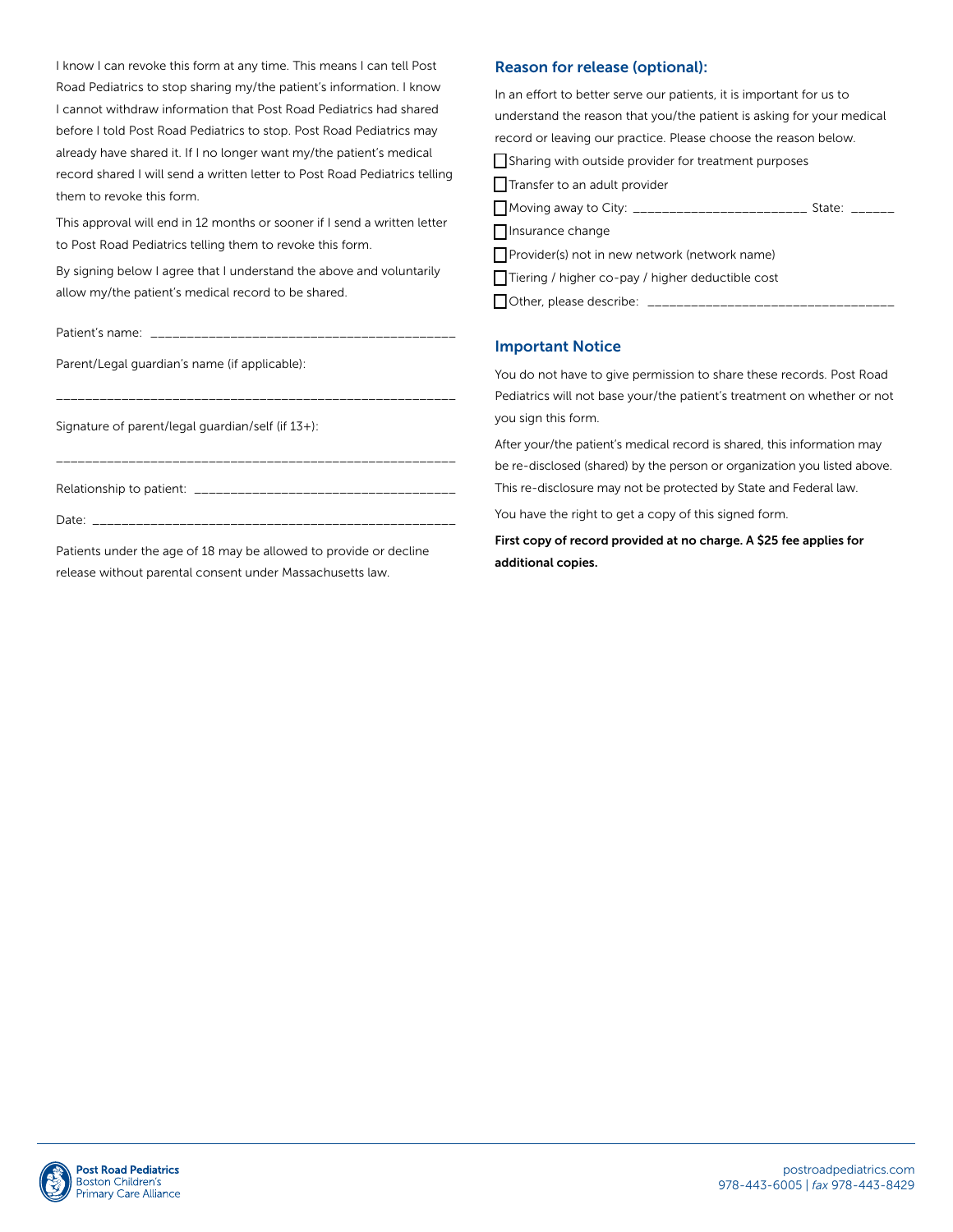I know I can revoke this form at any time. This means I can tell Post Road Pediatrics to stop sharing my/the patient's information. I know I cannot withdraw information that Post Road Pediatrics had shared before I told Post Road Pediatrics to stop. Post Road Pediatrics may already have shared it. If I no longer want my/the patient's medical record shared I will send a written letter to Post Road Pediatrics telling them to revoke this form.

This approval will end in 12 months or sooner if I send a written letter to Post Road Pediatrics telling them to revoke this form.

By signing below I agree that I understand the above and voluntarily allow my/the patient's medical record to be shared.

Patient's name: __________________________________________

Parent/Legal guardian's name (if applicable):

__________________________________________________________

Signature of parent/legal guardian/self (if 13+):

__________________________________________________________

Relationship to patient: _____________________________________

Date: ____________________________________________________

Patients under the age of 18 may be allowed to provide or decline release without parental consent under Massachusetts law.

## Reason for release (optional):

In an effort to better serve our patients, it is important for us to understand the reason that you/the patient is asking for your medical record or leaving our practice. Please choose the reason below.

- ☐ Sharing with outside provider for treatment purposes
- ☐ Transfer to an adult provider
- ☐ Moving away to City: ________________________ State: ______
- ☐ Insurance change
- ☐ Provider(s) not in new network (network name)
- ☐ Tiering / higher co-pay / higher deductible cost
- ☐ Other, please describe: __________________________________

## Important Notice

You do not have to give permission to share these records. Post Road Pediatrics will not base your/the patient's treatment on whether or not you sign this form.

After your/the patient's medical record is shared, this information may be re-disclosed (shared) by the person or organization you listed above. This re-disclosure may not be protected by State and Federal law.

You have the right to get a copy of this signed form.

**First copy of record provided at no charge. A $25 fee applies for additional copies.**

**Post Road Pediatrics**
Boston Children's
Primary Care Alliance

postroadpediatrics.com
978-443-6005 | *fax* 978-443-8429